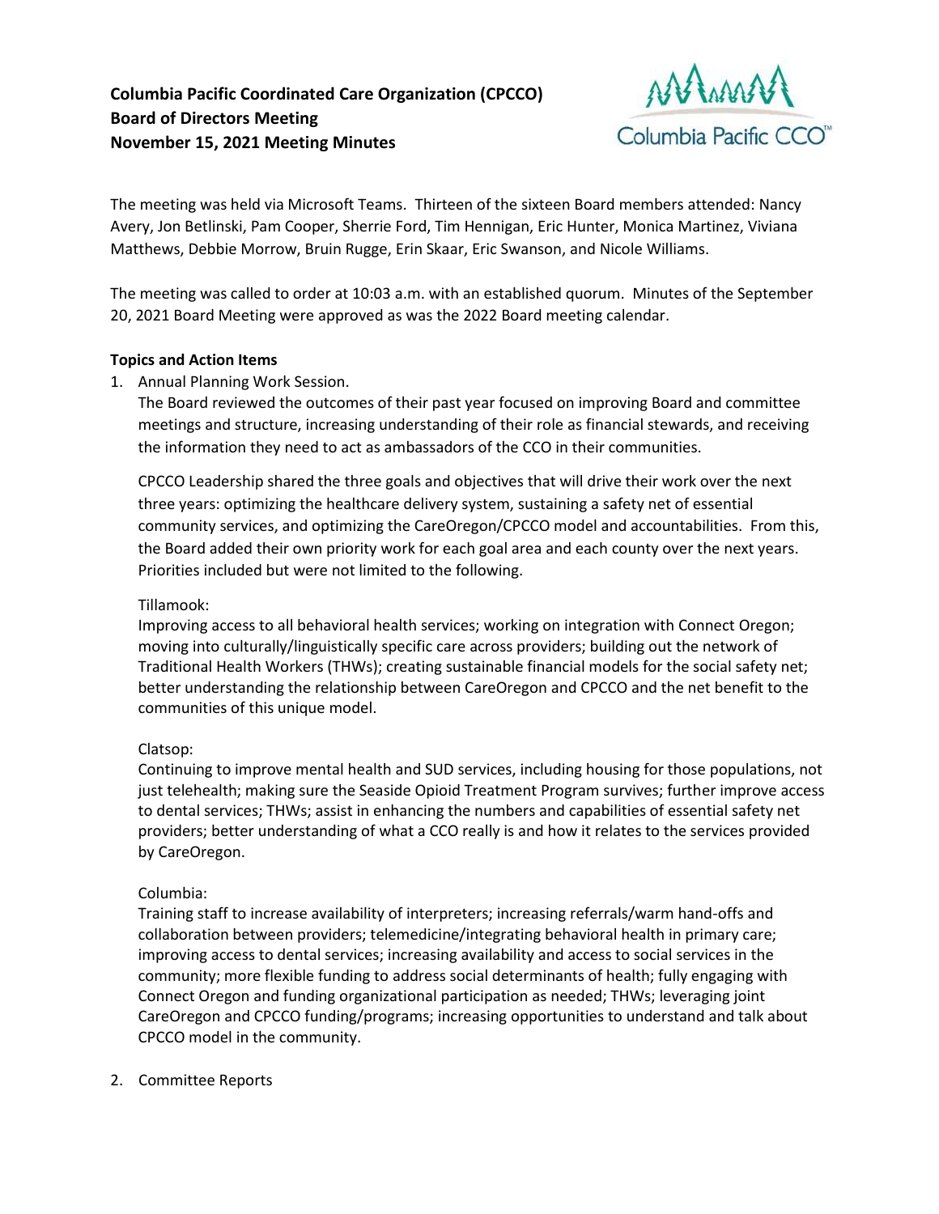**Columbia Pacific Coordinated Care Organization (CPCCO)**
**Board of Directors Meeting**
**November 15, 2021 Meeting Minutes**

The meeting was held via Microsoft Teams. Thirteen of the sixteen Board members attended: Nancy Avery, Jon Betlinski, Pam Cooper, Sherrie Ford, Tim Hennigan, Eric Hunter, Monica Martinez, Viviana Matthews, Debbie Morrow, Bruin Rugge, Erin Skaar, Eric Swanson, and Nicole Williams.

The meeting was called to order at 10:03 a.m. with an established quorum. Minutes of the September 20, 2021 Board Meeting were approved as was the 2022 Board meeting calendar.

**Topics and Action Items**

1. Annual Planning Work Session.

   The Board reviewed the outcomes of their past year focused on improving Board and committee meetings and structure, increasing understanding of their role as financial stewards, and receiving the information they need to act as ambassadors of the CCO in their communities.

   CPCCO Leadership shared the three goals and objectives that will drive their work over the next three years: optimizing the healthcare delivery system, sustaining a safety net of essential community services, and optimizing the CareOregon/CPCCO model and accountabilities. From this, the Board added their own priority work for each goal area and each county over the next years. Priorities included but were not limited to the following.

   Tillamook:
   Improving access to all behavioral health services; working on integration with Connect Oregon; moving into culturally/linguistically specific care across providers; building out the network of Traditional Health Workers (THWs); creating sustainable financial models for the social safety net; better understanding the relationship between CareOregon and CPCCO and the net benefit to the communities of this unique model.

   Clatsop:
   Continuing to improve mental health and SUD services, including housing for those populations, not just telehealth; making sure the Seaside Opioid Treatment Program survives; further improve access to dental services; THWs; assist in enhancing the numbers and capabilities of essential safety net providers; better understanding of what a CCO really is and how it relates to the services provided by CareOregon.

   Columbia:
   Training staff to increase availability of interpreters; increasing referrals/warm hand-offs and collaboration between providers; telemedicine/integrating behavioral health in primary care; improving access to dental services; increasing availability and access to social services in the community; more flexible funding to address social determinants of health; fully engaging with Connect Oregon and funding organizational participation as needed; THWs; leveraging joint CareOregon and CPCCO funding/programs; increasing opportunities to understand and talk about CPCCO model in the community.

2. Committee Reports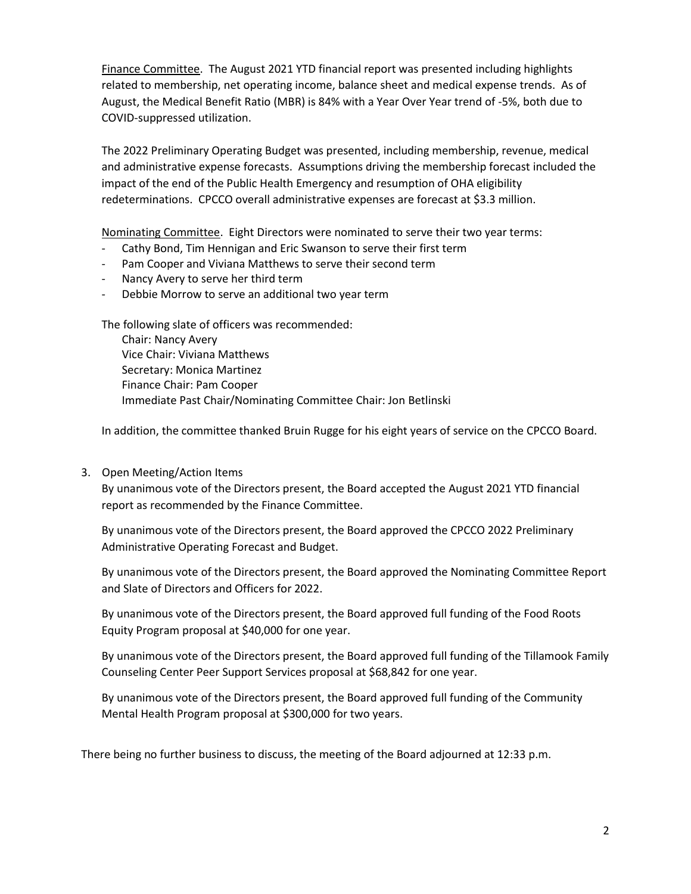Finance Committee. The August 2021 YTD financial report was presented including highlights related to membership, net operating income, balance sheet and medical expense trends. As of August, the Medical Benefit Ratio (MBR) is 84% with a Year Over Year trend of -5%, both due to COVID-suppressed utilization.

The 2022 Preliminary Operating Budget was presented, including membership, revenue, medical and administrative expense forecasts. Assumptions driving the membership forecast included the impact of the end of the Public Health Emergency and resumption of OHA eligibility redeterminations. CPCCO overall administrative expenses are forecast at $3.3 million.

Nominating Committee. Eight Directors were nominated to serve their two year terms:

- Cathy Bond, Tim Hennigan and Eric Swanson to serve their first term
- Pam Cooper and Viviana Matthews to serve their second term
- Nancy Avery to serve her third term
- Debbie Morrow to serve an additional two year term

The following slate of officers was recommended:

Chair: Nancy Avery
Vice Chair: Viviana Matthews
Secretary: Monica Martinez
Finance Chair: Pam Cooper
Immediate Past Chair/Nominating Committee Chair: Jon Betlinski

In addition, the committee thanked Bruin Rugge for his eight years of service on the CPCCO Board.

3. Open Meeting/Action Items

By unanimous vote of the Directors present, the Board accepted the August 2021 YTD financial report as recommended by the Finance Committee.

By unanimous vote of the Directors present, the Board approved the CPCCO 2022 Preliminary Administrative Operating Forecast and Budget.

By unanimous vote of the Directors present, the Board approved the Nominating Committee Report and Slate of Directors and Officers for 2022.

By unanimous vote of the Directors present, the Board approved full funding of the Food Roots Equity Program proposal at $40,000 for one year.

By unanimous vote of the Directors present, the Board approved full funding of the Tillamook Family Counseling Center Peer Support Services proposal at $68,842 for one year.

By unanimous vote of the Directors present, the Board approved full funding of the Community Mental Health Program proposal at $300,000 for two years.

There being no further business to discuss, the meeting of the Board adjourned at 12:33 p.m.